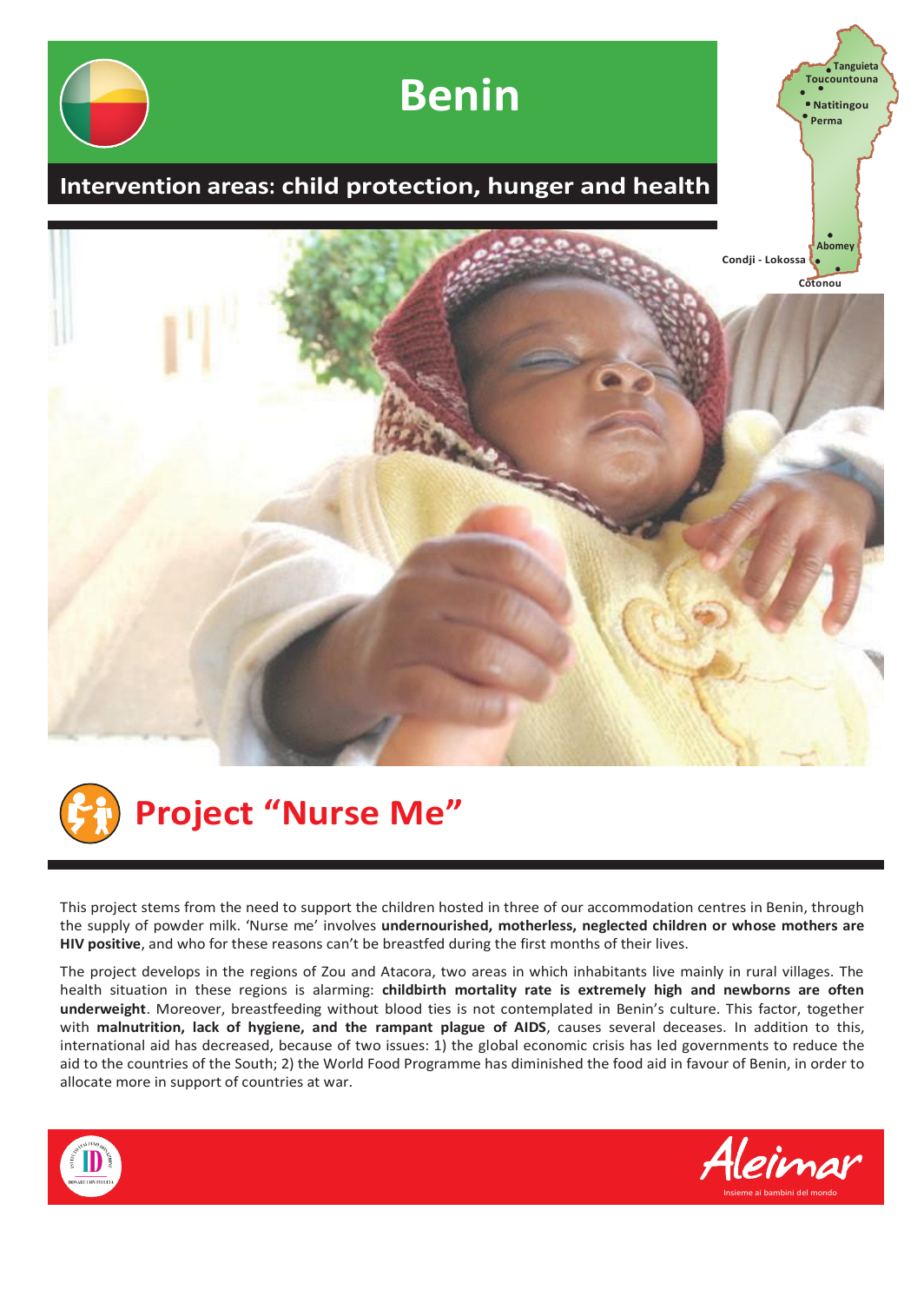# Benin

## Intervention areas: child protection, hunger and health

Tanguieta
Toucountouna
Natitingou
Perma
Abomey
Condji - Lokossa
Cotonou

## Project "Nurse Me"

This project stems from the need to support the children hosted in three of our accommodation centres in Benin, through the supply of powder milk. 'Nurse me' involves **undernourished, motherless, neglected children or whose mothers are HIV positive**, and who for these reasons can't be breastfed during the first months of their lives.

The project develops in the regions of Zou and Atacora, two areas in which inhabitants live mainly in rural villages. The health situation in these regions is alarming: **childbirth mortality rate is extremely high and newborns are often underweight**. Moreover, breastfeeding without blood ties is not contemplated in Benin's culture. This factor, together with **malnutrition, lack of hygiene, and the rampant plague of AIDS**, causes several deceases. In addition to this, international aid has decreased, because of two issues: 1) the global economic crisis has led governments to reduce the aid to the countries of the South; 2) the World Food Programme has diminished the food aid in favour of Benin, in order to allocate more in support of countries at war.

Aleimar
Insieme ai bambini del mondo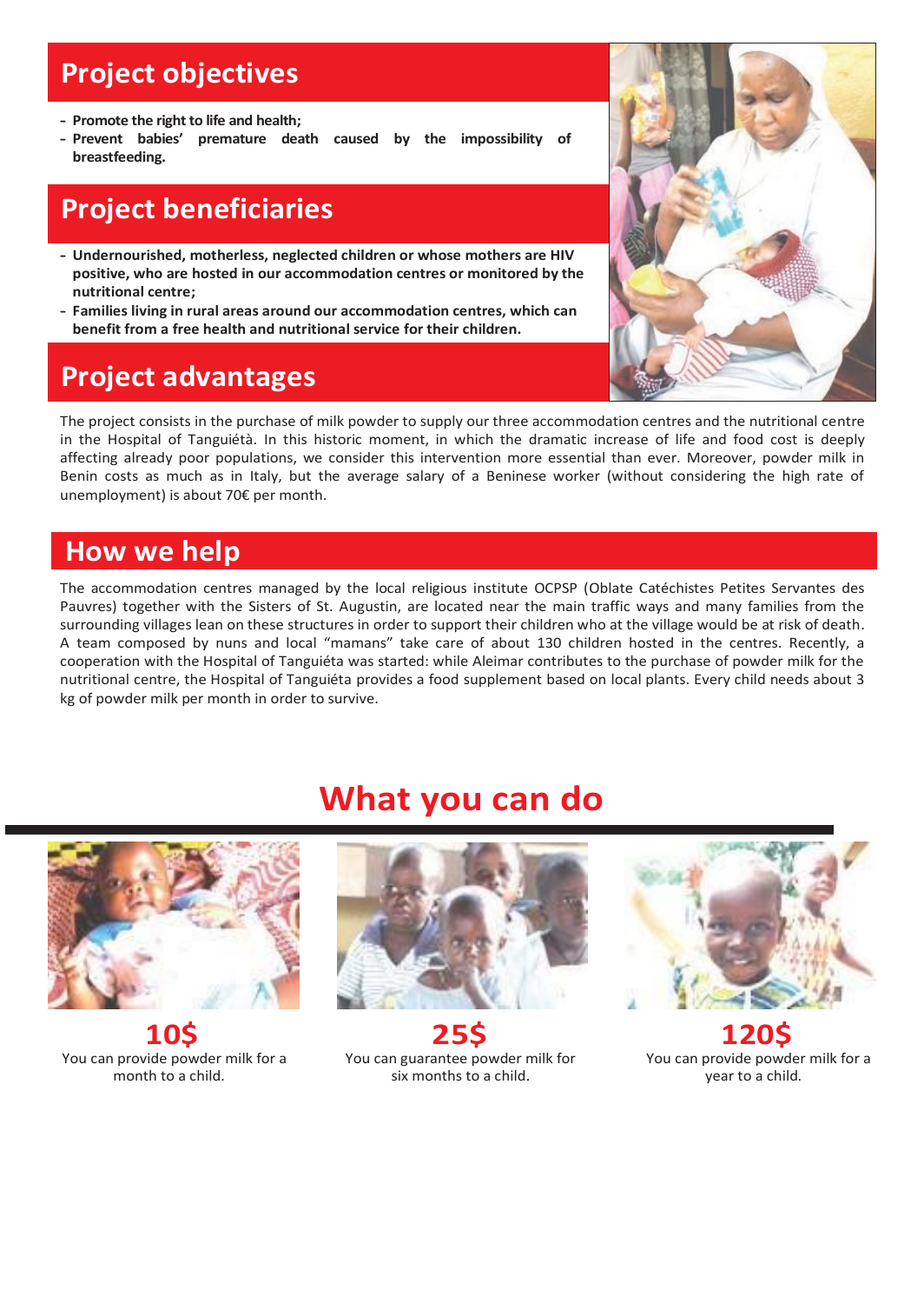## Project objectives

- **Promote the right to life and health;**
- **Prevent babies' premature death caused by the impossibility of breastfeeding.**

## Project beneficiaries

- **Undernourished, motherless, neglected children or whose mothers are HIV positive, who are hosted in our accommodation centres or monitored by the nutritional centre;**
- **Families living in rural areas around our accommodation centres, which can benefit from a free health and nutritional service for their children.**

## Project advantages

The project consists in the purchase of milk powder to supply our three accommodation centres and the nutritional centre in the Hospital of Tanguiétà. In this historic moment, in which the dramatic increase of life and food cost is deeply affecting already poor populations, we consider this intervention more essential than ever. Moreover, powder milk in Benin costs as much as in Italy, but the average salary of a Beninese worker (without considering the high rate of unemployment) is about 70€ per month.

## How we help

The accommodation centres managed by the local religious institute OCPSP (Oblate Catéchistes Petites Servantes des Pauvres) together with the Sisters of St. Augustin, are located near the main traffic ways and many families from the surrounding villages lean on these structures in order to support their children who at the village would be at risk of death. A team composed by nuns and local "mamans" take care of about 130 children hosted in the centres. Recently, a cooperation with the Hospital of Tanguiéta was started: while Aleimar contributes to the purchase of powder milk for the nutritional centre, the Hospital of Tanguiéta provides a food supplement based on local plants. Every child needs about 3 kg of powder milk per month in order to survive.

# What you can do

**10$**

You can provide powder milk for a month to a child.

**25$**

You can guarantee powder milk for six months to a child.

**120$**

You can provide powder milk for a year to a child.